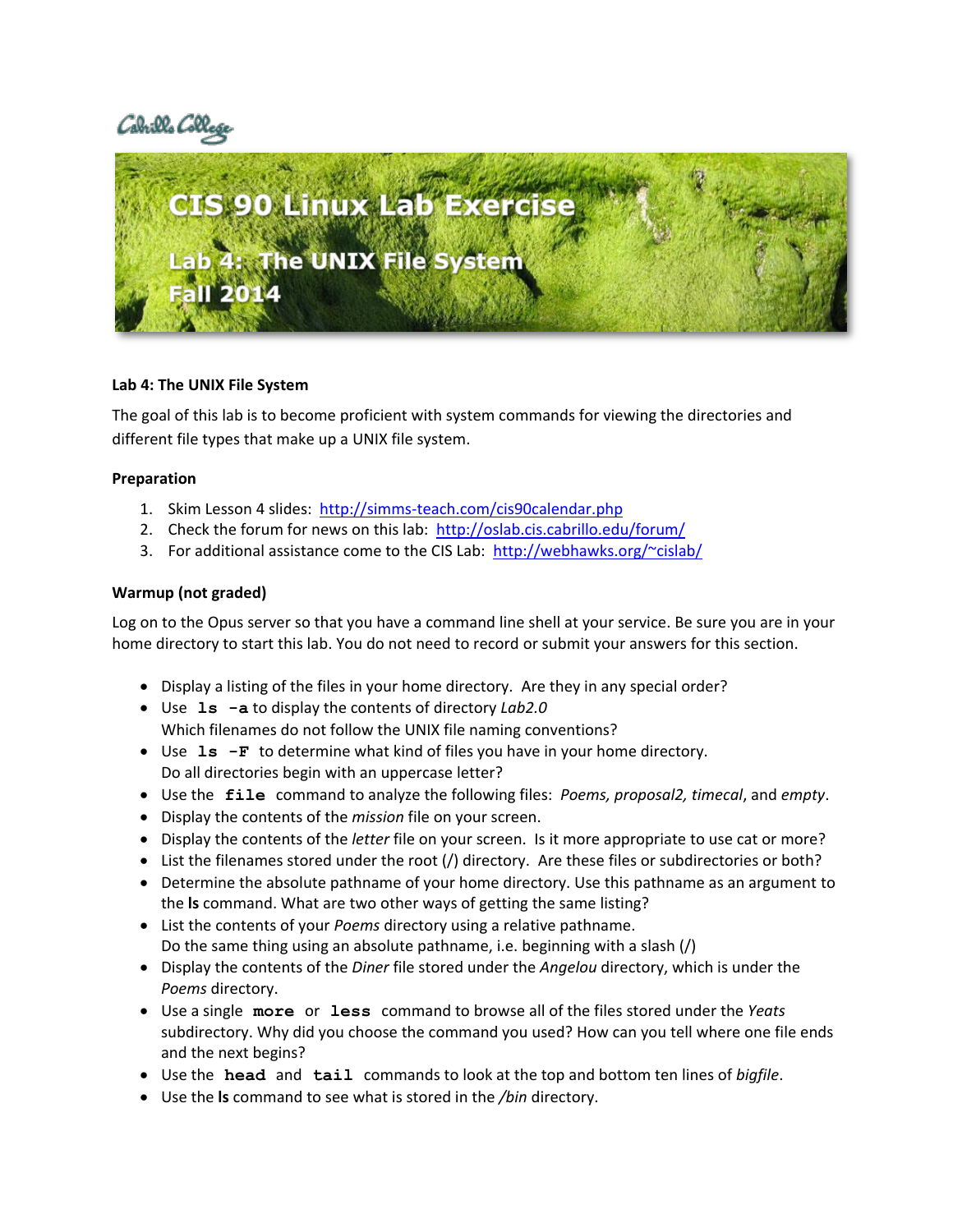Cabrillo College

# CIS 90 Linux Lab Exercise

## Lab 4: The UNIX File System
## Fall 2014

**Lab 4: The UNIX File System**

The goal of this lab is to become proficient with system commands for viewing the directories and different file types that make up a UNIX file system.

**Preparation**

1. Skim Lesson 4 slides: http://simms-teach.com/cis90calendar.php
2. Check the forum for news on this lab: http://oslab.cis.cabrillo.edu/forum/
3. For additional assistance come to the CIS Lab: http://webhawks.org/~cislab/

**Warmup (not graded)**

Log on to the Opus server so that you have a command line shell at your service. Be sure you are in your home directory to start this lab. You do not need to record or submit your answers for this section.

- Display a listing of the files in your home directory. Are they in any special order?
- Use **`ls -a`** to display the contents of directory *Lab2.0*
  Which filenames do not follow the UNIX file naming conventions?
- Use **`ls -F`** to determine what kind of files you have in your home directory.
  Do all directories begin with an uppercase letter?
- Use the **`file`** command to analyze the following files: *Poems, proposal2, timecal*, and *empty*.
- Display the contents of the *mission* file on your screen.
- Display the contents of the *letter* file on your screen. Is it more appropriate to use cat or more?
- List the filenames stored under the root (/) directory. Are these files or subdirectories or both?
- Determine the absolute pathname of your home directory. Use this pathname as an argument to the **ls** command. What are two other ways of getting the same listing?
- List the contents of your *Poems* directory using a relative pathname.
  Do the same thing using an absolute pathname, i.e. beginning with a slash (/)
- Display the contents of the *Diner* file stored under the *Angelou* directory, which is under the *Poems* directory.
- Use a single **`more`** or **`less`** command to browse all of the files stored under the *Yeats* subdirectory. Why did you choose the command you used? How can you tell where one file ends and the next begins?
- Use the **`head`** and **`tail`** commands to look at the top and bottom ten lines of *bigfile*.
- Use the **ls** command to see what is stored in the */bin* directory.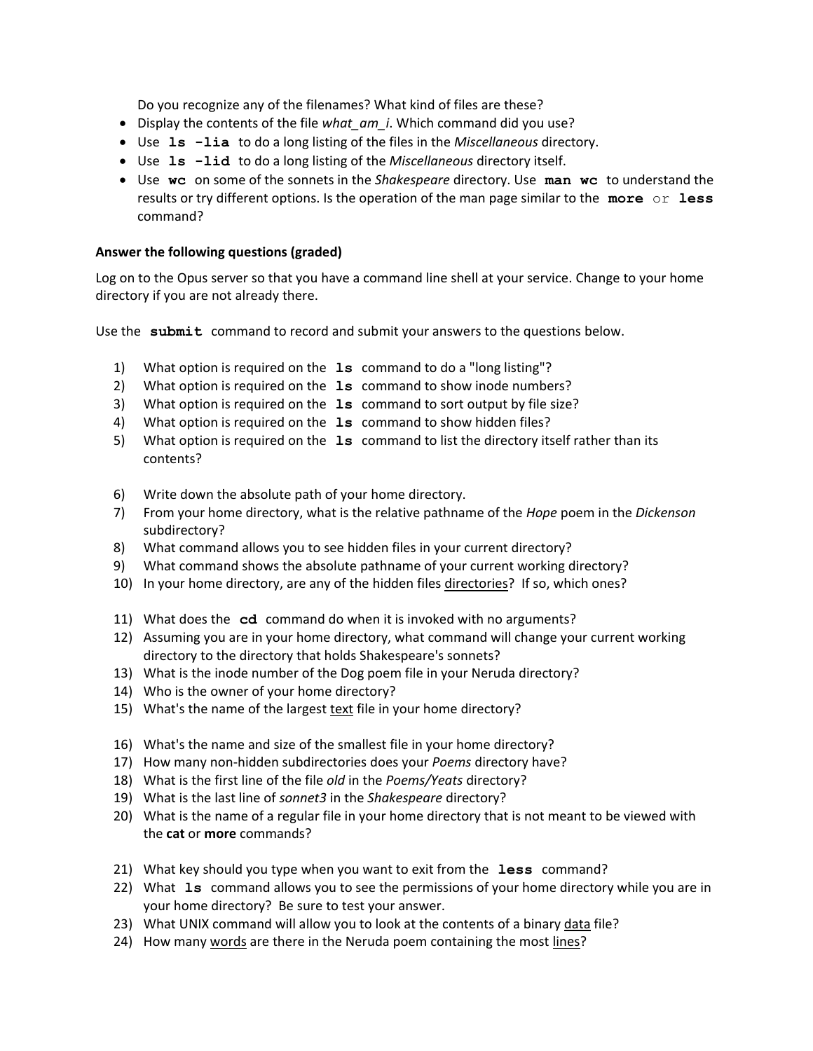Do you recognize any of the filenames? What kind of files are these?

- Display the contents of the file *what_am_i*. Which command did you use?
- Use **`ls -lia`** to do a long listing of the files in the *Miscellaneous* directory.
- Use **`ls -lid`** to do a long listing of the *Miscellaneous* directory itself.
- Use **`wc`** on some of the sonnets in the *Shakespeare* directory. Use **`man wc`** to understand the results or try different options. Is the operation of the man page similar to the **`more`** or **`less`** command?

**Answer the following questions (graded)**

Log on to the Opus server so that you have a command line shell at your service. Change to your home directory if you are not already there.

Use the **`submit`** command to record and submit your answers to the questions below.

1) What option is required on the **`ls`** command to do a "long listing"?
2) What option is required on the **`ls`** command to show inode numbers?
3) What option is required on the **`ls`** command to sort output by file size?
4) What option is required on the **`ls`** command to show hidden files?
5) What option is required on the **`ls`** command to list the directory itself rather than its contents?

6) Write down the absolute path of your home directory.
7) From your home directory, what is the relative pathname of the *Hope* poem in the *Dickenson* subdirectory?
8) What command allows you to see hidden files in your current directory?
9) What command shows the absolute pathname of your current working directory?
10) In your home directory, are any of the hidden files <u>directories</u>? If so, which ones?

11) What does the **`cd`** command do when it is invoked with no arguments?
12) Assuming you are in your home directory, what command will change your current working directory to the directory that holds Shakespeare's sonnets?
13) What is the inode number of the Dog poem file in your Neruda directory?
14) Who is the owner of your home directory?
15) What's the name of the largest <u>text</u> file in your home directory?

16) What's the name and size of the smallest file in your home directory?
17) How many non-hidden subdirectories does your *Poems* directory have?
18) What is the first line of the file *old* in the *Poems/Yeats* directory?
19) What is the last line of *sonnet3* in the *Shakespeare* directory?
20) What is the name of a regular file in your home directory that is not meant to be viewed with the **cat** or **more** commands?

21) What key should you type when you want to exit from the **`less`** command?
22) What **`ls`** command allows you to see the permissions of your home directory while you are in your home directory? Be sure to test your answer.
23) What UNIX command will allow you to look at the contents of a binary <u>data</u> file?
24) How many <u>words</u> are there in the Neruda poem containing the most <u>lines</u>?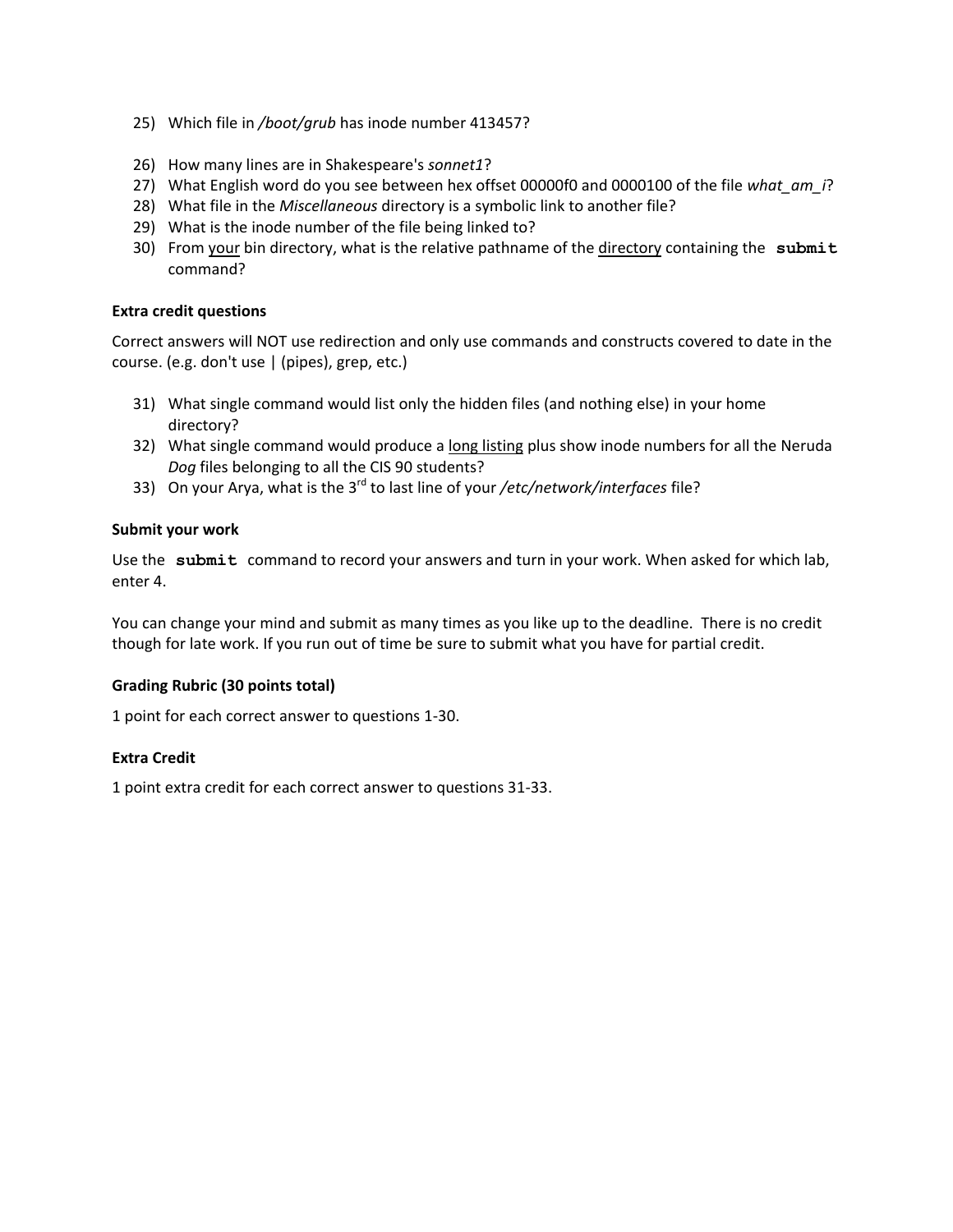25) Which file in */boot/grub* has inode number 413457?

26) How many lines are in Shakespeare's *sonnet1*?
27) What English word do you see between hex offset 00000f0 and 0000100 of the file *what_am_i*?
28) What file in the *Miscellaneous* directory is a symbolic link to another file?
29) What is the inode number of the file being linked to?
30) From your bin directory, what is the relative pathname of the directory containing the **`submit`** command?

**Extra credit questions**

Correct answers will NOT use redirection and only use commands and constructs covered to date in the course. (e.g. don't use | (pipes), grep, etc.)

31) What single command would list only the hidden files (and nothing else) in your home directory?
32) What single command would produce a long listing plus show inode numbers for all the Neruda *Dog* files belonging to all the CIS 90 students?
33) On your Arya, what is the 3rd to last line of your */etc/network/interfaces* file?

**Submit your work**

Use the **`submit`** command to record your answers and turn in your work. When asked for which lab, enter 4.

You can change your mind and submit as many times as you like up to the deadline. There is no credit though for late work. If you run out of time be sure to submit what you have for partial credit.

**Grading Rubric (30 points total)**

1 point for each correct answer to questions 1-30.

**Extra Credit**

1 point extra credit for each correct answer to questions 31-33.